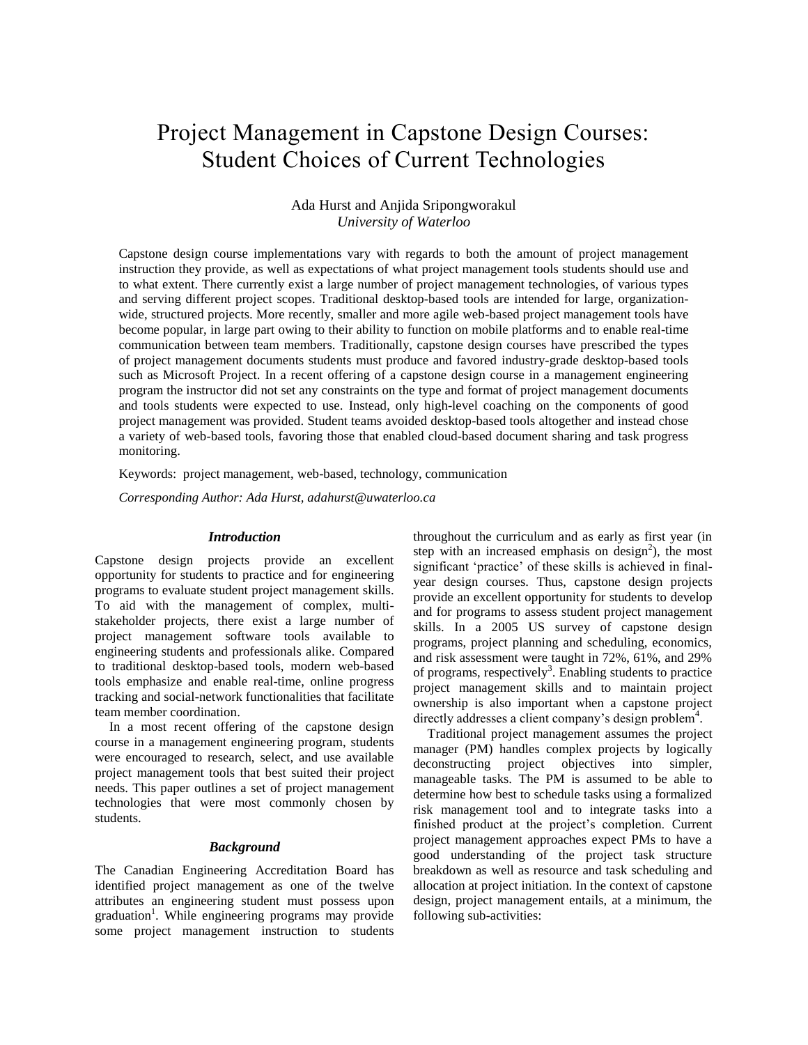# Project Management in Capstone Design Courses: Student Choices of Current Technologies

Ada Hurst and Anjida Sripongworakul
*University of Waterloo*

Capstone design course implementations vary with regards to both the amount of project management instruction they provide, as well as expectations of what project management tools students should use and to what extent. There currently exist a large number of project management technologies, of various types and serving different project scopes. Traditional desktop-based tools are intended for large, organization-wide, structured projects. More recently, smaller and more agile web-based project management tools have become popular, in large part owing to their ability to function on mobile platforms and to enable real-time communication between team members. Traditionally, capstone design courses have prescribed the types of project management documents students must produce and favored industry-grade desktop-based tools such as Microsoft Project. In a recent offering of a capstone design course in a management engineering program the instructor did not set any constraints on the type and format of project management documents and tools students were expected to use. Instead, only high-level coaching on the components of good project management was provided. Student teams avoided desktop-based tools altogether and instead chose a variety of web-based tools, favoring those that enabled cloud-based document sharing and task progress monitoring.

Keywords: project management, web-based, technology, communication

*Corresponding Author: Ada Hurst, adahurst@uwaterloo.ca*

## *Introduction*

Capstone design projects provide an excellent opportunity for students to practice and for engineering programs to evaluate student project management skills. To aid with the management of complex, multi-stakeholder projects, there exist a large number of project management software tools available to engineering students and professionals alike. Compared to traditional desktop-based tools, modern web-based tools emphasize and enable real-time, online progress tracking and social-network functionalities that facilitate team member coordination.

In a most recent offering of the capstone design course in a management engineering program, students were encouraged to research, select, and use available project management tools that best suited their project needs. This paper outlines a set of project management technologies that were most commonly chosen by students.

## *Background*

The Canadian Engineering Accreditation Board has identified project management as one of the twelve attributes an engineering student must possess upon graduation[1]. While engineering programs may provide some project management instruction to students throughout the curriculum and as early as first year (in step with an increased emphasis on design[2]), the most significant 'practice' of these skills is achieved in final-year design courses. Thus, capstone design projects provide an excellent opportunity for students to develop and for programs to assess student project management skills. In a 2005 US survey of capstone design programs, project planning and scheduling, economics, and risk assessment were taught in 72%, 61%, and 29% of programs, respectively[3]. Enabling students to practice project management skills and to maintain project ownership is also important when a capstone project directly addresses a client company's design problem[4].

Traditional project management assumes the project manager (PM) handles complex projects by logically deconstructing project objectives into simpler, manageable tasks. The PM is assumed to be able to determine how best to schedule tasks using a formalized risk management tool and to integrate tasks into a finished product at the project's completion. Current project management approaches expect PMs to have a good understanding of the project task structure breakdown as well as resource and task scheduling and allocation at project initiation. In the context of capstone design, project management entails, at a minimum, the following sub-activities: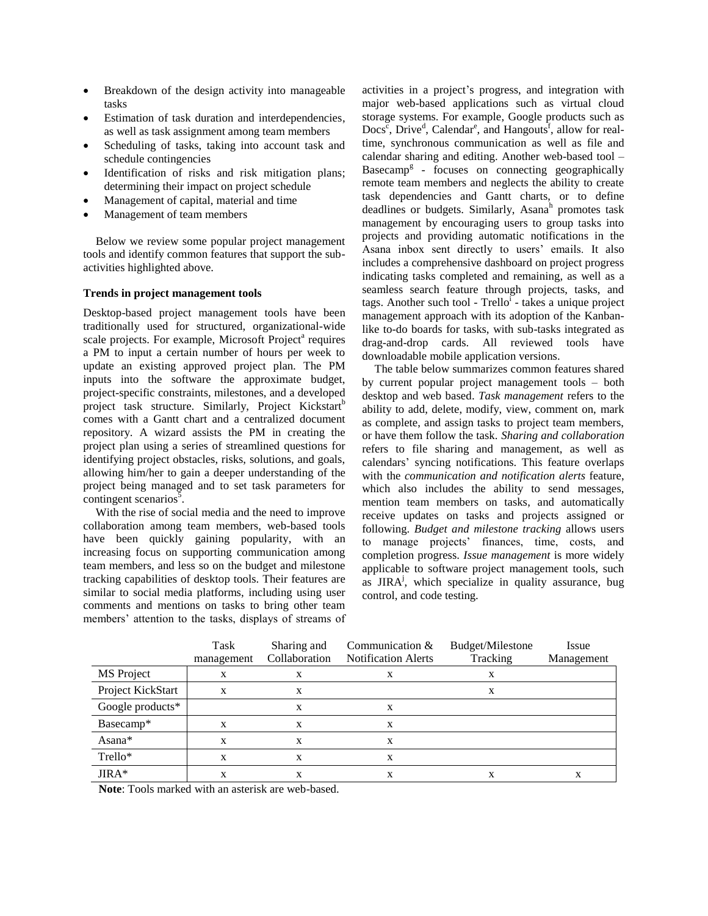- Breakdown of the design activity into manageable tasks
- Estimation of task duration and interdependencies, as well as task assignment among team members
- Scheduling of tasks, taking into account task and schedule contingencies
- Identification of risks and risk mitigation plans; determining their impact on project schedule
- Management of capital, material and time
- Management of team members

Below we review some popular project management tools and identify common features that support the sub-activities highlighted above.

**Trends in project management tools**

Desktop-based project management tools have been traditionally used for structured, organizational-wide scale projects. For example, Microsoft Project[a] requires a PM to input a certain number of hours per week to update an existing approved project plan. The PM inputs into the software the approximate budget, project-specific constraints, milestones, and a developed project task structure. Similarly, Project Kickstart[b] comes with a Gantt chart and a centralized document repository. A wizard assists the PM in creating the project plan using a series of streamlined questions for identifying project obstacles, risks, solutions, and goals, allowing him/her to gain a deeper understanding of the project being managed and to set task parameters for contingent scenarios[5].

With the rise of social media and the need to improve collaboration among team members, web-based tools have been quickly gaining popularity, with an increasing focus on supporting communication among team members, and less so on the budget and milestone tracking capabilities of desktop tools. Their features are similar to social media platforms, including using user comments and mentions on tasks to bring other team members' attention to the tasks, displays of streams of activities in a project's progress, and integration with major web-based applications such as virtual cloud storage systems. For example, Google products such as Docs[c], Drive[d], Calendar[e], and Hangouts[f], allow for real-time, synchronous communication as well as file and calendar sharing and editing. Another web-based tool – Basecamp[g] - focuses on connecting geographically remote team members and neglects the ability to create task dependencies and Gantt charts, or to define deadlines or budgets. Similarly, Asana[h] promotes task management by encouraging users to group tasks into projects and providing automatic notifications in the Asana inbox sent directly to users' emails. It also includes a comprehensive dashboard on project progress indicating tasks completed and remaining, as well as a seamless search feature through projects, tasks, and tags. Another such tool - Trello[i] - takes a unique project management approach with its adoption of the Kanban-like to-do boards for tasks, with sub-tasks integrated as drag-and-drop cards. All reviewed tools have downloadable mobile application versions.

The table below summarizes common features shared by current popular project management tools – both desktop and web based. *Task management* refers to the ability to add, delete, modify, view, comment on, mark as complete, and assign tasks to project team members, or have them follow the task. *Sharing and collaboration* refers to file sharing and management, as well as calendars' syncing notifications. This feature overlaps with the *communication and notification alerts* feature, which also includes the ability to send messages, mention team members on tasks, and automatically receive updates on tasks and projects assigned or following. *Budget and milestone tracking* allows users to manage projects' finances, time, costs, and completion progress. *Issue management* is more widely applicable to software project management tools, such as JIRA[j], which specialize in quality assurance, bug control, and code testing.

| | Task management | Sharing and Collaboration | Communication & Notification Alerts | Budget/Milestone Tracking | Issue Management |
|---|---|---|---|---|---|
| MS Project | x | x | x | x | |
| Project KickStart | x | x | | x | |
| Google products* | | x | x | | |
| Basecamp* | x | x | x | | |
| Asana* | x | x | x | | |
| Trello* | x | x | x | | |
| JIRA* | x | x | x | x | x |

**Note**: Tools marked with an asterisk are web-based.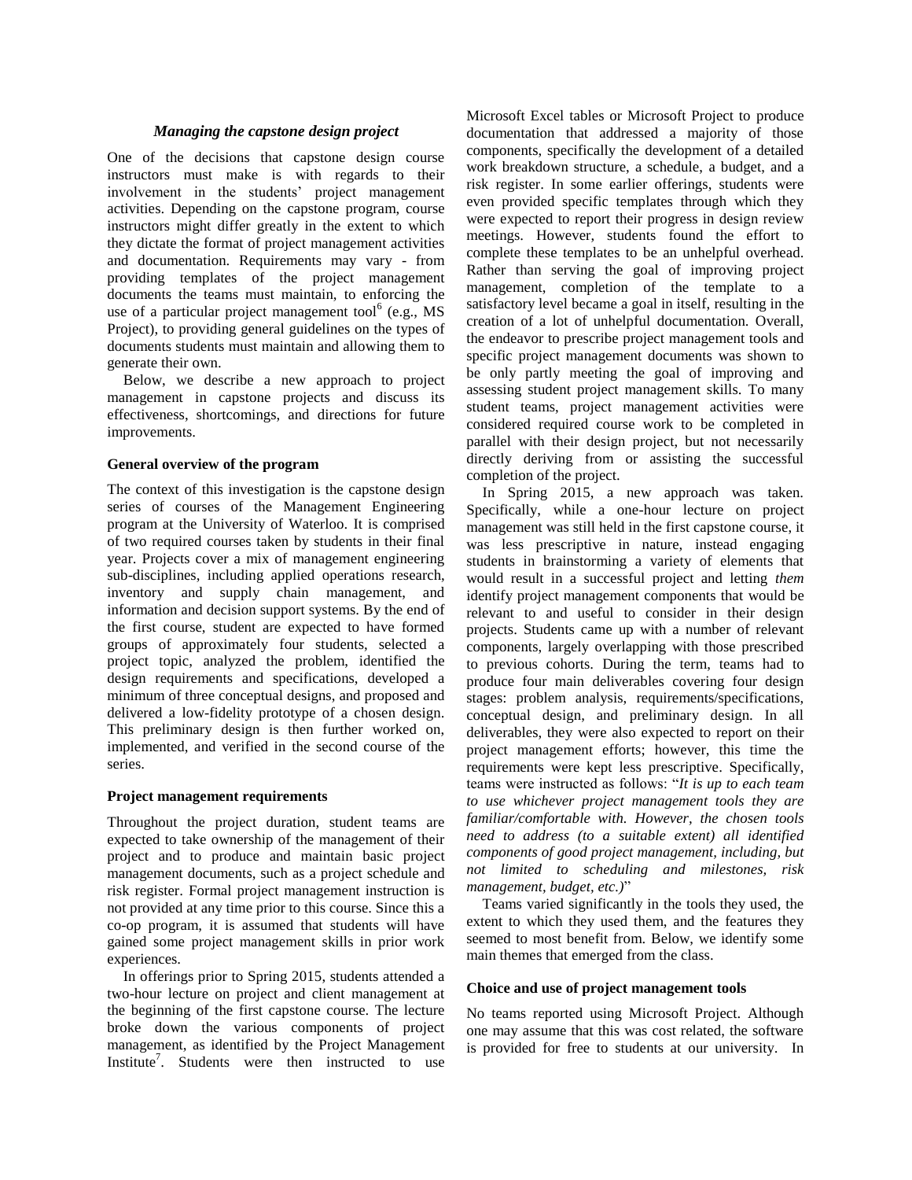### *Managing the capstone design project*

One of the decisions that capstone design course instructors must make is with regards to their involvement in the students' project management activities. Depending on the capstone program, course instructors might differ greatly in the extent to which they dictate the format of project management activities and documentation. Requirements may vary - from providing templates of the project management documents the teams must maintain, to enforcing the use of a particular project management tool[6] (e.g., MS Project), to providing general guidelines on the types of documents students must maintain and allowing them to generate their own.

Below, we describe a new approach to project management in capstone projects and discuss its effectiveness, shortcomings, and directions for future improvements.

**General overview of the program**

The context of this investigation is the capstone design series of courses of the Management Engineering program at the University of Waterloo. It is comprised of two required courses taken by students in their final year. Projects cover a mix of management engineering sub-disciplines, including applied operations research, inventory and supply chain management, and information and decision support systems. By the end of the first course, student are expected to have formed groups of approximately four students, selected a project topic, analyzed the problem, identified the design requirements and specifications, developed a minimum of three conceptual designs, and proposed and delivered a low-fidelity prototype of a chosen design. This preliminary design is then further worked on, implemented, and verified in the second course of the series.

**Project management requirements**

Throughout the project duration, student teams are expected to take ownership of the management of their project and to produce and maintain basic project management documents, such as a project schedule and risk register. Formal project management instruction is not provided at any time prior to this course. Since this a co-op program, it is assumed that students will have gained some project management skills in prior work experiences.

In offerings prior to Spring 2015, students attended a two-hour lecture on project and client management at the beginning of the first capstone course. The lecture broke down the various components of project management, as identified by the Project Management Institute[7]. Students were then instructed to use Microsoft Excel tables or Microsoft Project to produce documentation that addressed a majority of those components, specifically the development of a detailed work breakdown structure, a schedule, a budget, and a risk register. In some earlier offerings, students were even provided specific templates through which they were expected to report their progress in design review meetings. However, students found the effort to complete these templates to be an unhelpful overhead. Rather than serving the goal of improving project management, completion of the template to a satisfactory level became a goal in itself, resulting in the creation of a lot of unhelpful documentation. Overall, the endeavor to prescribe project management tools and specific project management documents was shown to be only partly meeting the goal of improving and assessing student project management skills. To many student teams, project management activities were considered required course work to be completed in parallel with their design project, but not necessarily directly deriving from or assisting the successful completion of the project.

In Spring 2015, a new approach was taken. Specifically, while a one-hour lecture on project management was still held in the first capstone course, it was less prescriptive in nature, instead engaging students in brainstorming a variety of elements that would result in a successful project and letting *them* identify project management components that would be relevant to and useful to consider in their design projects. Students came up with a number of relevant components, largely overlapping with those prescribed to previous cohorts. During the term, teams had to produce four main deliverables covering four design stages: problem analysis, requirements/specifications, conceptual design, and preliminary design. In all deliverables, they were also expected to report on their project management efforts; however, this time the requirements were kept less prescriptive. Specifically, teams were instructed as follows: "*It is up to each team to use whichever project management tools they are familiar/comfortable with. However, the chosen tools need to address (to a suitable extent) all identified components of good project management, including, but not limited to scheduling and milestones, risk management, budget, etc.)*"

Teams varied significantly in the tools they used, the extent to which they used them, and the features they seemed to most benefit from. Below, we identify some main themes that emerged from the class.

**Choice and use of project management tools**

No teams reported using Microsoft Project. Although one may assume that this was cost related, the software is provided for free to students at our university. In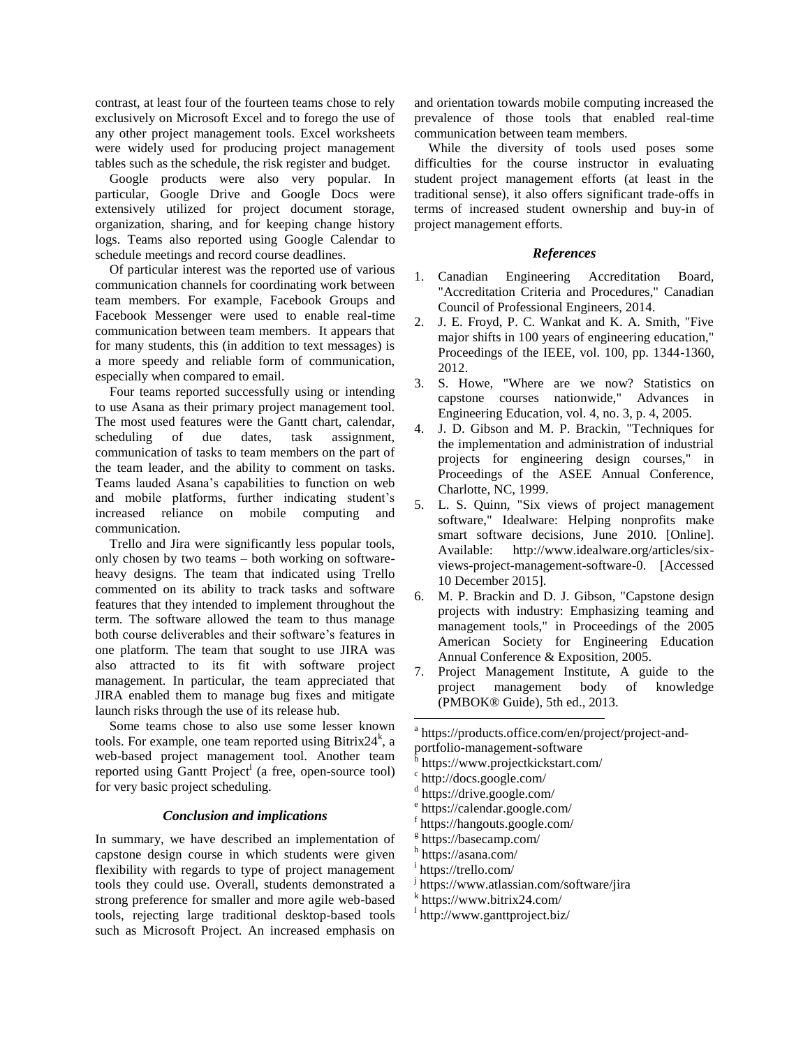contrast, at least four of the fourteen teams chose to rely exclusively on Microsoft Excel and to forego the use of any other project management tools. Excel worksheets were widely used for producing project management tables such as the schedule, the risk register and budget.

Google products were also very popular. In particular, Google Drive and Google Docs were extensively utilized for project document storage, organization, sharing, and for keeping change history logs. Teams also reported using Google Calendar to schedule meetings and record course deadlines.

Of particular interest was the reported use of various communication channels for coordinating work between team members. For example, Facebook Groups and Facebook Messenger were used to enable real-time communication between team members. It appears that for many students, this (in addition to text messages) is a more speedy and reliable form of communication, especially when compared to email.

Four teams reported successfully using or intending to use Asana as their primary project management tool. The most used features were the Gantt chart, calendar, scheduling of due dates, task assignment, communication of tasks to team members on the part of the team leader, and the ability to comment on tasks. Teams lauded Asana's capabilities to function on web and mobile platforms, further indicating student's increased reliance on mobile computing and communication.

Trello and Jira were significantly less popular tools, only chosen by two teams – both working on software-heavy designs. The team that indicated using Trello commented on its ability to track tasks and software features that they intended to implement throughout the term. The software allowed the team to thus manage both course deliverables and their software's features in one platform. The team that sought to use JIRA was also attracted to its fit with software project management. In particular, the team appreciated that JIRA enabled them to manage bug fixes and mitigate launch risks through the use of its release hub.

Some teams chose to also use some lesser known tools. For example, one team reported using Bitrix24[k], a web-based project management tool. Another team reported using Gantt Project[l] (a free, open-source tool) for very basic project scheduling.

### *Conclusion and implications*

In summary, we have described an implementation of capstone design course in which students were given flexibility with regards to type of project management tools they could use. Overall, students demonstrated a strong preference for smaller and more agile web-based tools, rejecting large traditional desktop-based tools such as Microsoft Project. An increased emphasis on and orientation towards mobile computing increased the prevalence of those tools that enabled real-time communication between team members.

While the diversity of tools used poses some difficulties for the course instructor in evaluating student project management efforts (at least in the traditional sense), it also offers significant trade-offs in terms of increased student ownership and buy-in of project management efforts.

### *References*

1. Canadian Engineering Accreditation Board, "Accreditation Criteria and Procedures," Canadian Council of Professional Engineers, 2014.
2. J. E. Froyd, P. C. Wankat and K. A. Smith, "Five major shifts in 100 years of engineering education," Proceedings of the IEEE, vol. 100, pp. 1344-1360, 2012.
3. S. Howe, "Where are we now? Statistics on capstone courses nationwide," Advances in Engineering Education, vol. 4, no. 3, p. 4, 2005.
4. J. D. Gibson and M. P. Brackin, "Techniques for the implementation and administration of industrial projects for engineering design courses," in Proceedings of the ASEE Annual Conference, Charlotte, NC, 1999.
5. L. S. Quinn, "Six views of project management software," Idealware: Helping nonprofits make smart software decisions, June 2010. [Online]. Available: http://www.idealware.org/articles/six-views-project-management-software-0. [Accessed 10 December 2015].
6. M. P. Brackin and D. J. Gibson, "Capstone design projects with industry: Emphasizing teaming and management tools," in Proceedings of the 2005 American Society for Engineering Education Annual Conference & Exposition, 2005.
7. Project Management Institute, A guide to the project management body of knowledge (PMBOK® Guide), 5th ed., 2013.

---

[a] https://products.office.com/en/project/project-and-portfolio-management-software
[b] https://www.projectkickstart.com/
[c] http://docs.google.com/
[d] https://drive.google.com/
[e] https://calendar.google.com/
[f] https://hangouts.google.com/
[g] https://basecamp.com/
[h] https://asana.com/
[i] https://trello.com/
[j] https://www.atlassian.com/software/jira
[k] https://www.bitrix24.com/
[l] http://www.ganttproject.biz/